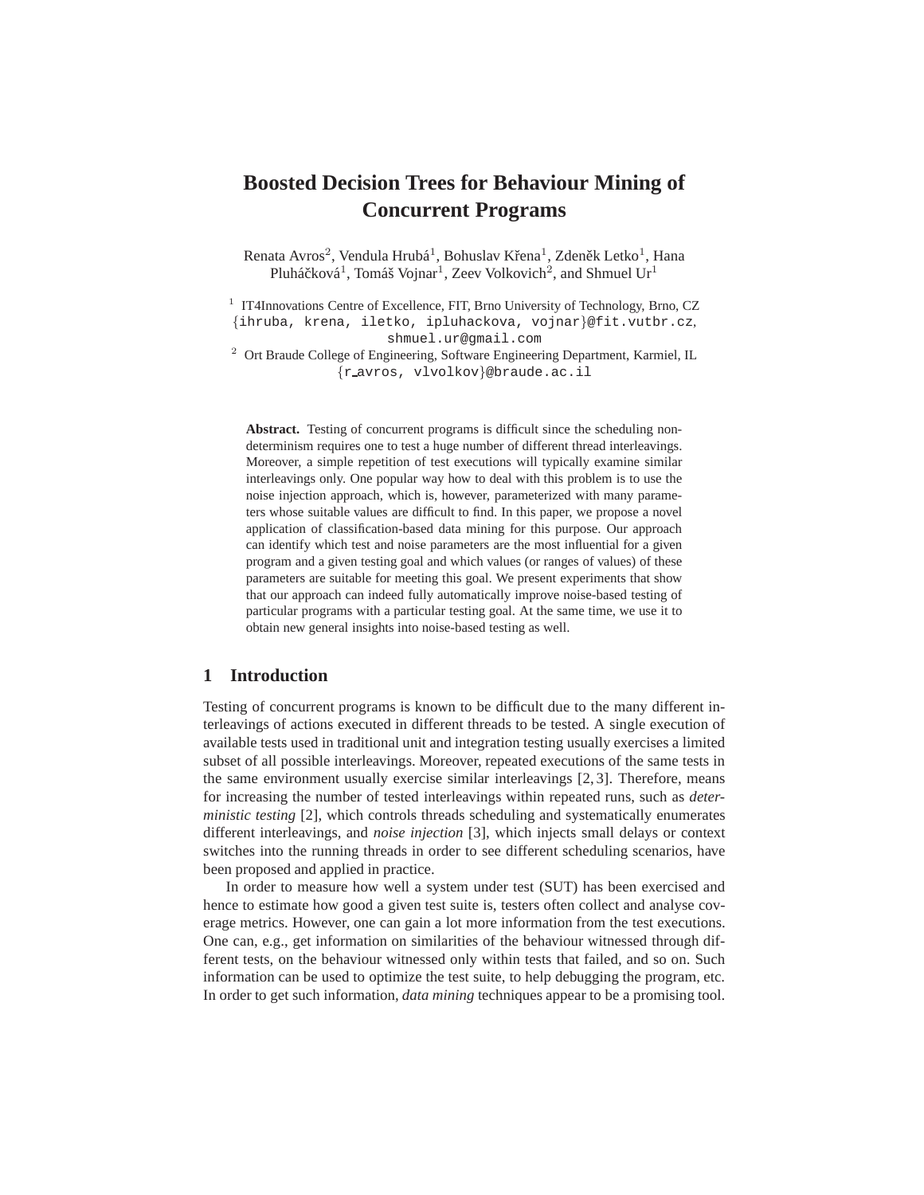# Boosted Decision Trees for Behaviour Mining of Concurrent Programs

Renata Avros[2], Vendula Hrubá[1], Bohuslav Křena[1], Zdeněk Letko[1], Hana Pluháčková[1], Tomáš Vojnar[1], Zeev Volkovich[2], and Shmuel Ur[1]

[1] IT4Innovations Centre of Excellence, FIT, Brno University of Technology, Brno, CZ
{ihruba, krena, iletko, ipluhackova, vojnar}@fit.vutbr.cz,
shmuel.ur@gmail.com

[2] Ort Braude College of Engineering, Software Engineering Department, Karmiel, IL
{r_avros, vlvolkov}@braude.ac.il

**Abstract.** Testing of concurrent programs is difficult since the scheduling nondeterminism requires one to test a huge number of different thread interleavings. Moreover, a simple repetition of test executions will typically examine similar interleavings only. One popular way how to deal with this problem is to use the noise injection approach, which is, however, parameterized with many parameters whose suitable values are difficult to find. In this paper, we propose a novel application of classification-based data mining for this purpose. Our approach can identify which test and noise parameters are the most influential for a given program and a given testing goal and which values (or ranges of values) of these parameters are suitable for meeting this goal. We present experiments that show that our approach can indeed fully automatically improve noise-based testing of particular programs with a particular testing goal. At the same time, we use it to obtain new general insights into noise-based testing as well.

## 1 Introduction

Testing of concurrent programs is known to be difficult due to the many different interleavings of actions executed in different threads to be tested. A single execution of available tests used in traditional unit and integration testing usually exercises a limited subset of all possible interleavings. Moreover, repeated executions of the same tests in the same environment usually exercise similar interleavings [2, 3]. Therefore, means for increasing the number of tested interleavings within repeated runs, such as *deterministic testing* [2], which controls threads scheduling and systematically enumerates different interleavings, and *noise injection* [3], which injects small delays or context switches into the running threads in order to see different scheduling scenarios, have been proposed and applied in practice.

In order to measure how well a system under test (SUT) has been exercised and hence to estimate how good a given test suite is, testers often collect and analyse coverage metrics. However, one can gain a lot more information from the test executions. One can, e.g., get information on similarities of the behaviour witnessed through different tests, on the behaviour witnessed only within tests that failed, and so on. Such information can be used to optimize the test suite, to help debugging the program, etc. In order to get such information, *data mining* techniques appear to be a promising tool.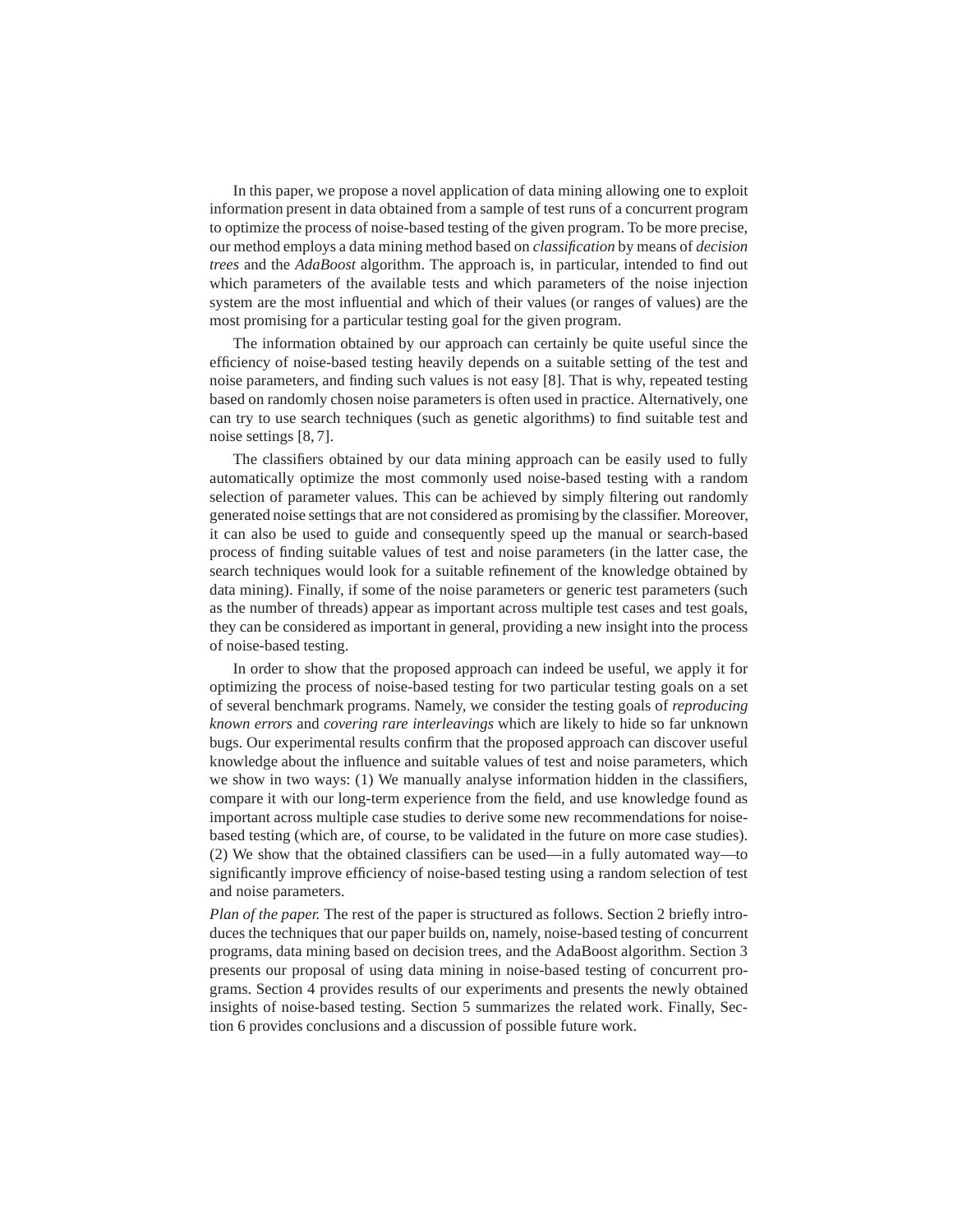In this paper, we propose a novel application of data mining allowing one to exploit information present in data obtained from a sample of test runs of a concurrent program to optimize the process of noise-based testing of the given program. To be more precise, our method employs a data mining method based on *classification* by means of *decision trees* and the *AdaBoost* algorithm. The approach is, in particular, intended to find out which parameters of the available tests and which parameters of the noise injection system are the most influential and which of their values (or ranges of values) are the most promising for a particular testing goal for the given program.

The information obtained by our approach can certainly be quite useful since the efficiency of noise-based testing heavily depends on a suitable setting of the test and noise parameters, and finding such values is not easy [8]. That is why, repeated testing based on randomly chosen noise parameters is often used in practice. Alternatively, one can try to use search techniques (such as genetic algorithms) to find suitable test and noise settings [8, 7].

The classifiers obtained by our data mining approach can be easily used to fully automatically optimize the most commonly used noise-based testing with a random selection of parameter values. This can be achieved by simply filtering out randomly generated noise settings that are not considered as promising by the classifier. Moreover, it can also be used to guide and consequently speed up the manual or search-based process of finding suitable values of test and noise parameters (in the latter case, the search techniques would look for a suitable refinement of the knowledge obtained by data mining). Finally, if some of the noise parameters or generic test parameters (such as the number of threads) appear as important across multiple test cases and test goals, they can be considered as important in general, providing a new insight into the process of noise-based testing.

In order to show that the proposed approach can indeed be useful, we apply it for optimizing the process of noise-based testing for two particular testing goals on a set of several benchmark programs. Namely, we consider the testing goals of *reproducing known errors* and *covering rare interleavings* which are likely to hide so far unknown bugs. Our experimental results confirm that the proposed approach can discover useful knowledge about the influence and suitable values of test and noise parameters, which we show in two ways: (1) We manually analyse information hidden in the classifiers, compare it with our long-term experience from the field, and use knowledge found as important across multiple case studies to derive some new recommendations for noise-based testing (which are, of course, to be validated in the future on more case studies). (2) We show that the obtained classifiers can be used—in a fully automated way—to significantly improve efficiency of noise-based testing using a random selection of test and noise parameters.

*Plan of the paper.* The rest of the paper is structured as follows. Section 2 briefly introduces the techniques that our paper builds on, namely, noise-based testing of concurrent programs, data mining based on decision trees, and the AdaBoost algorithm. Section 3 presents our proposal of using data mining in noise-based testing of concurrent programs. Section 4 provides results of our experiments and presents the newly obtained insights of noise-based testing. Section 5 summarizes the related work. Finally, Section 6 provides conclusions and a discussion of possible future work.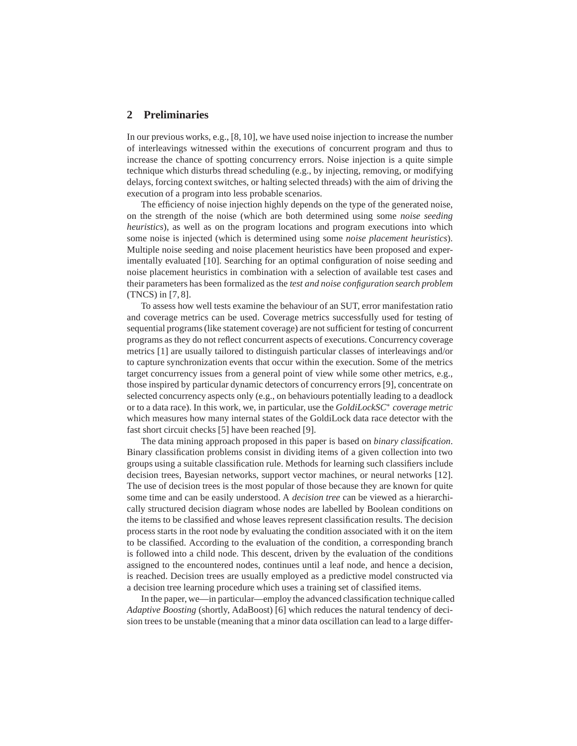## 2 Preliminaries

In our previous works, e.g., [8, 10], we have used noise injection to increase the number of interleavings witnessed within the executions of concurrent program and thus to increase the chance of spotting concurrency errors. Noise injection is a quite simple technique which disturbs thread scheduling (e.g., by injecting, removing, or modifying delays, forcing context switches, or halting selected threads) with the aim of driving the execution of a program into less probable scenarios.

The efficiency of noise injection highly depends on the type of the generated noise, on the strength of the noise (which are both determined using some *noise seeding heuristics*), as well as on the program locations and program executions into which some noise is injected (which is determined using some *noise placement heuristics*). Multiple noise seeding and noise placement heuristics have been proposed and experimentally evaluated [10]. Searching for an optimal configuration of noise seeding and noise placement heuristics in combination with a selection of available test cases and their parameters has been formalized as the *test and noise configuration search problem* (TNCS) in [7, 8].

To assess how well tests examine the behaviour of an SUT, error manifestation ratio and coverage metrics can be used. Coverage metrics successfully used for testing of sequential programs (like statement coverage) are not sufficient for testing of concurrent programs as they do not reflect concurrent aspects of executions. Concurrency coverage metrics [1] are usually tailored to distinguish particular classes of interleavings and/or to capture synchronization events that occur within the execution. Some of the metrics target concurrency issues from a general point of view while some other metrics, e.g., those inspired by particular dynamic detectors of concurrency errors [9], concentrate on selected concurrency aspects only (e.g., on behaviours potentially leading to a deadlock or to a data race). In this work, we, in particular, use the *GoldiLockSC*$^*$ *coverage metric* which measures how many internal states of the GoldiLock data race detector with the fast short circuit checks [5] have been reached [9].

The data mining approach proposed in this paper is based on *binary classification*. Binary classification problems consist in dividing items of a given collection into two groups using a suitable classification rule. Methods for learning such classifiers include decision trees, Bayesian networks, support vector machines, or neural networks [12]. The use of decision trees is the most popular of those because they are known for quite some time and can be easily understood. A *decision tree* can be viewed as a hierarchically structured decision diagram whose nodes are labelled by Boolean conditions on the items to be classified and whose leaves represent classification results. The decision process starts in the root node by evaluating the condition associated with it on the item to be classified. According to the evaluation of the condition, a corresponding branch is followed into a child node. This descent, driven by the evaluation of the conditions assigned to the encountered nodes, continues until a leaf node, and hence a decision, is reached. Decision trees are usually employed as a predictive model constructed via a decision tree learning procedure which uses a training set of classified items.

In the paper, we—in particular—employ the advanced classification technique called *Adaptive Boosting* (shortly, AdaBoost) [6] which reduces the natural tendency of decision trees to be unstable (meaning that a minor data oscillation can lead to a large differ-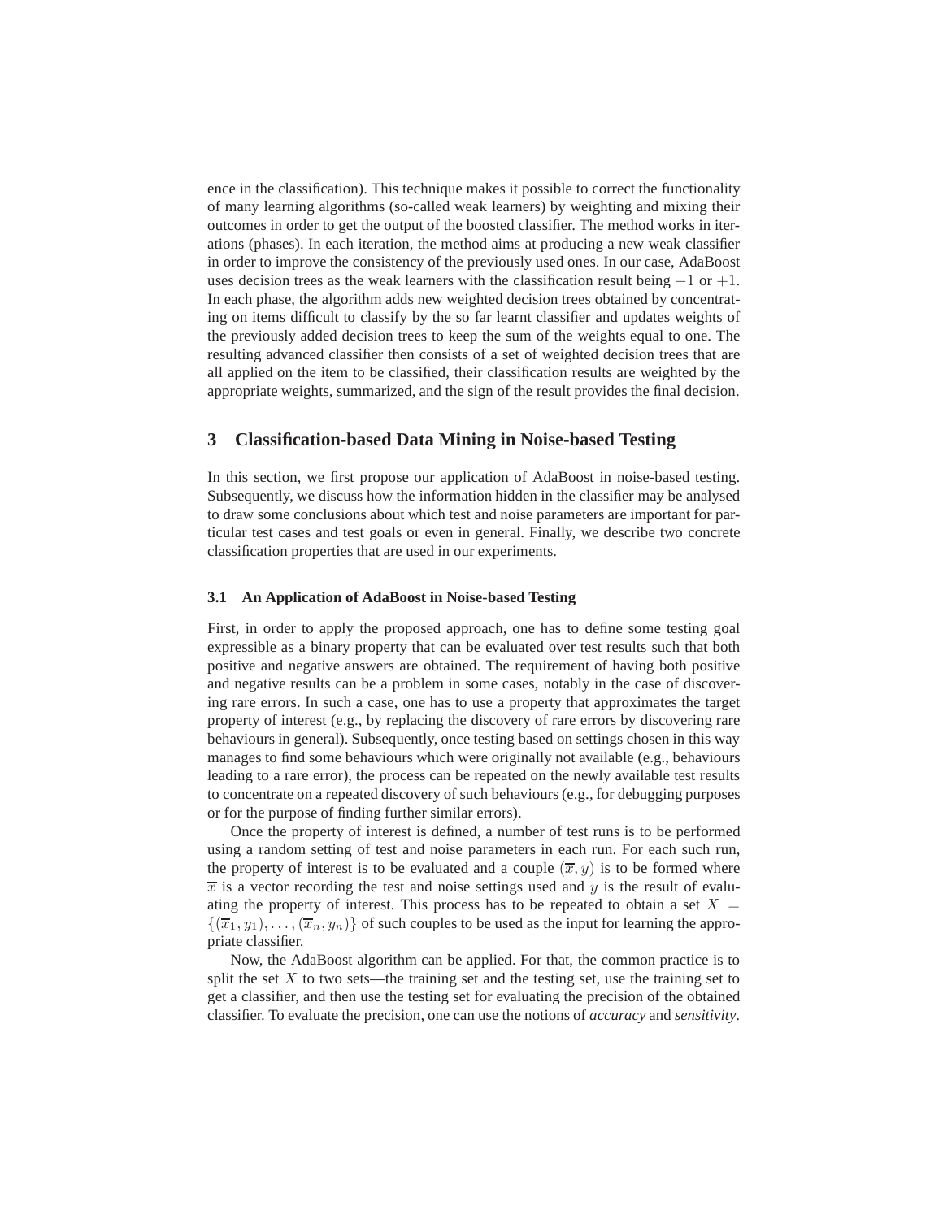ence in the classification). This technique makes it possible to correct the functionality of many learning algorithms (so-called weak learners) by weighting and mixing their outcomes in order to get the output of the boosted classifier. The method works in iterations (phases). In each iteration, the method aims at producing a new weak classifier in order to improve the consistency of the previously used ones. In our case, AdaBoost uses decision trees as the weak learners with the classification result being $-1$ or $+1$. In each phase, the algorithm adds new weighted decision trees obtained by concentrating on items difficult to classify by the so far learnt classifier and updates weights of the previously added decision trees to keep the sum of the weights equal to one. The resulting advanced classifier then consists of a set of weighted decision trees that are all applied on the item to be classified, their classification results are weighted by the appropriate weights, summarized, and the sign of the result provides the final decision.

## 3 Classification-based Data Mining in Noise-based Testing

In this section, we first propose our application of AdaBoost in noise-based testing. Subsequently, we discuss how the information hidden in the classifier may be analysed to draw some conclusions about which test and noise parameters are important for particular test cases and test goals or even in general. Finally, we describe two concrete classification properties that are used in our experiments.

### 3.1 An Application of AdaBoost in Noise-based Testing

First, in order to apply the proposed approach, one has to define some testing goal expressible as a binary property that can be evaluated over test results such that both positive and negative answers are obtained. The requirement of having both positive and negative results can be a problem in some cases, notably in the case of discovering rare errors. In such a case, one has to use a property that approximates the target property of interest (e.g., by replacing the discovery of rare errors by discovering rare behaviours in general). Subsequently, once testing based on settings chosen in this way manages to find some behaviours which were originally not available (e.g., behaviours leading to a rare error), the process can be repeated on the newly available test results to concentrate on a repeated discovery of such behaviours (e.g., for debugging purposes or for the purpose of finding further similar errors).

Once the property of interest is defined, a number of test runs is to be performed using a random setting of test and noise parameters in each run. For each such run, the property of interest is to be evaluated and a couple $(\overline{x}, y)$ is to be formed where $\overline{x}$ is a vector recording the test and noise settings used and $y$ is the result of evaluating the property of interest. This process has to be repeated to obtain a set $X = \{(\overline{x}_1, y_1), \ldots, (\overline{x}_n, y_n)\}$ of such couples to be used as the input for learning the appropriate classifier.

Now, the AdaBoost algorithm can be applied. For that, the common practice is to split the set $X$ to two sets—the training set and the testing set, use the training set to get a classifier, and then use the testing set for evaluating the precision of the obtained classifier. To evaluate the precision, one can use the notions of *accuracy* and *sensitivity*.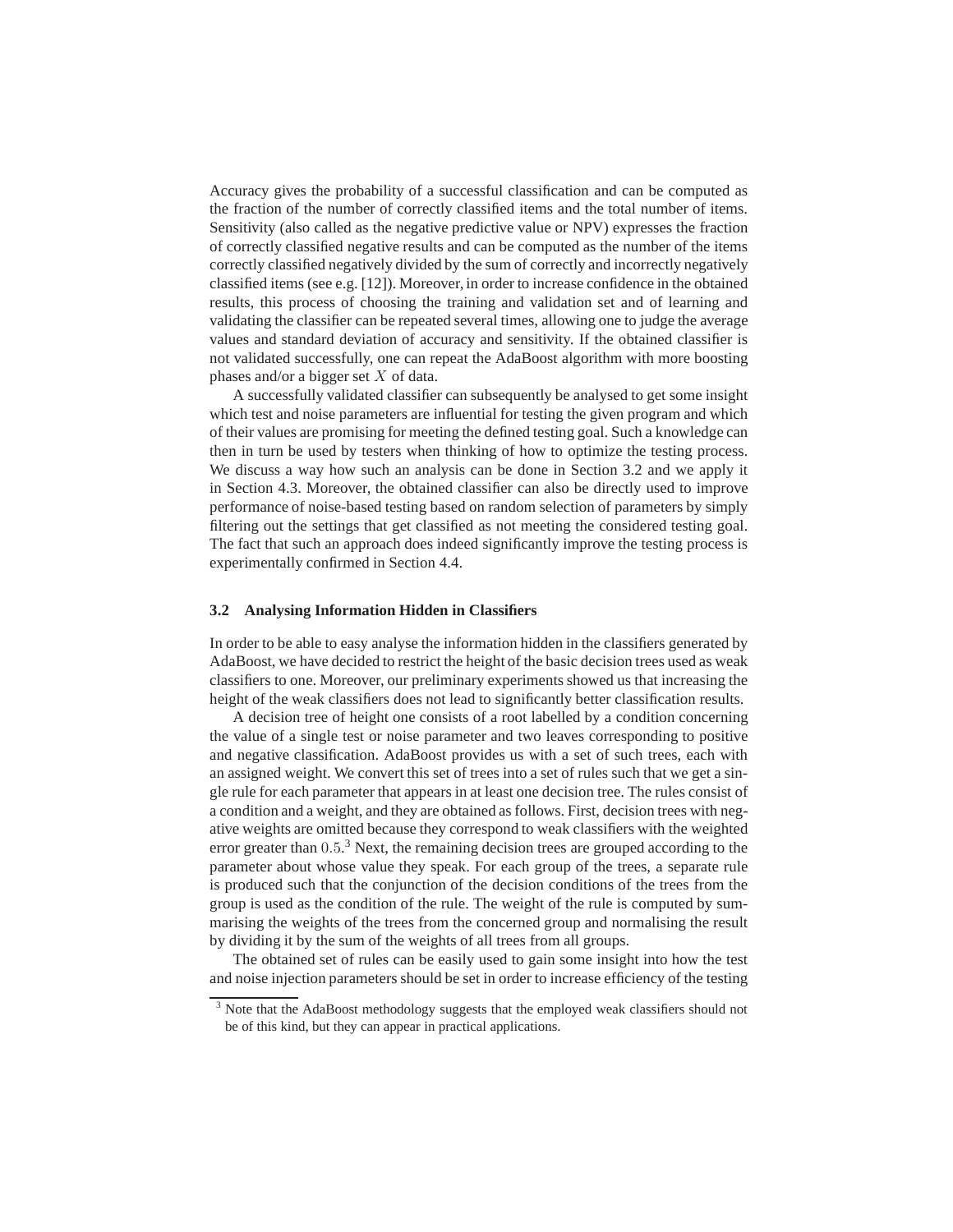Accuracy gives the probability of a successful classification and can be computed as the fraction of the number of correctly classified items and the total number of items. Sensitivity (also called as the negative predictive value or NPV) expresses the fraction of correctly classified negative results and can be computed as the number of the items correctly classified negatively divided by the sum of correctly and incorrectly negatively classified items (see e.g. [12]). Moreover, in order to increase confidence in the obtained results, this process of choosing the training and validation set and of learning and validating the classifier can be repeated several times, allowing one to judge the average values and standard deviation of accuracy and sensitivity. If the obtained classifier is not validated successfully, one can repeat the AdaBoost algorithm with more boosting phases and/or a bigger set $X$ of data.

A successfully validated classifier can subsequently be analysed to get some insight which test and noise parameters are influential for testing the given program and which of their values are promising for meeting the defined testing goal. Such a knowledge can then in turn be used by testers when thinking of how to optimize the testing process. We discuss a way how such an analysis can be done in Section 3.2 and we apply it in Section 4.3. Moreover, the obtained classifier can also be directly used to improve performance of noise-based testing based on random selection of parameters by simply filtering out the settings that get classified as not meeting the considered testing goal. The fact that such an approach does indeed significantly improve the testing process is experimentally confirmed in Section 4.4.

### 3.2 Analysing Information Hidden in Classifiers

In order to be able to easy analyse the information hidden in the classifiers generated by AdaBoost, we have decided to restrict the height of the basic decision trees used as weak classifiers to one. Moreover, our preliminary experiments showed us that increasing the height of the weak classifiers does not lead to significantly better classification results.

A decision tree of height one consists of a root labelled by a condition concerning the value of a single test or noise parameter and two leaves corresponding to positive and negative classification. AdaBoost provides us with a set of such trees, each with an assigned weight. We convert this set of trees into a set of rules such that we get a single rule for each parameter that appears in at least one decision tree. The rules consist of a condition and a weight, and they are obtained as follows. First, decision trees with negative weights are omitted because they correspond to weak classifiers with the weighted error greater than $0.5$.[3] Next, the remaining decision trees are grouped according to the parameter about whose value they speak. For each group of the trees, a separate rule is produced such that the conjunction of the decision conditions of the trees from the group is used as the condition of the rule. The weight of the rule is computed by summarising the weights of the trees from the concerned group and normalising the result by dividing it by the sum of the weights of all trees from all groups.

The obtained set of rules can be easily used to gain some insight into how the test and noise injection parameters should be set in order to increase efficiency of the testing

[3] Note that the AdaBoost methodology suggests that the employed weak classifiers should not be of this kind, but they can appear in practical applications.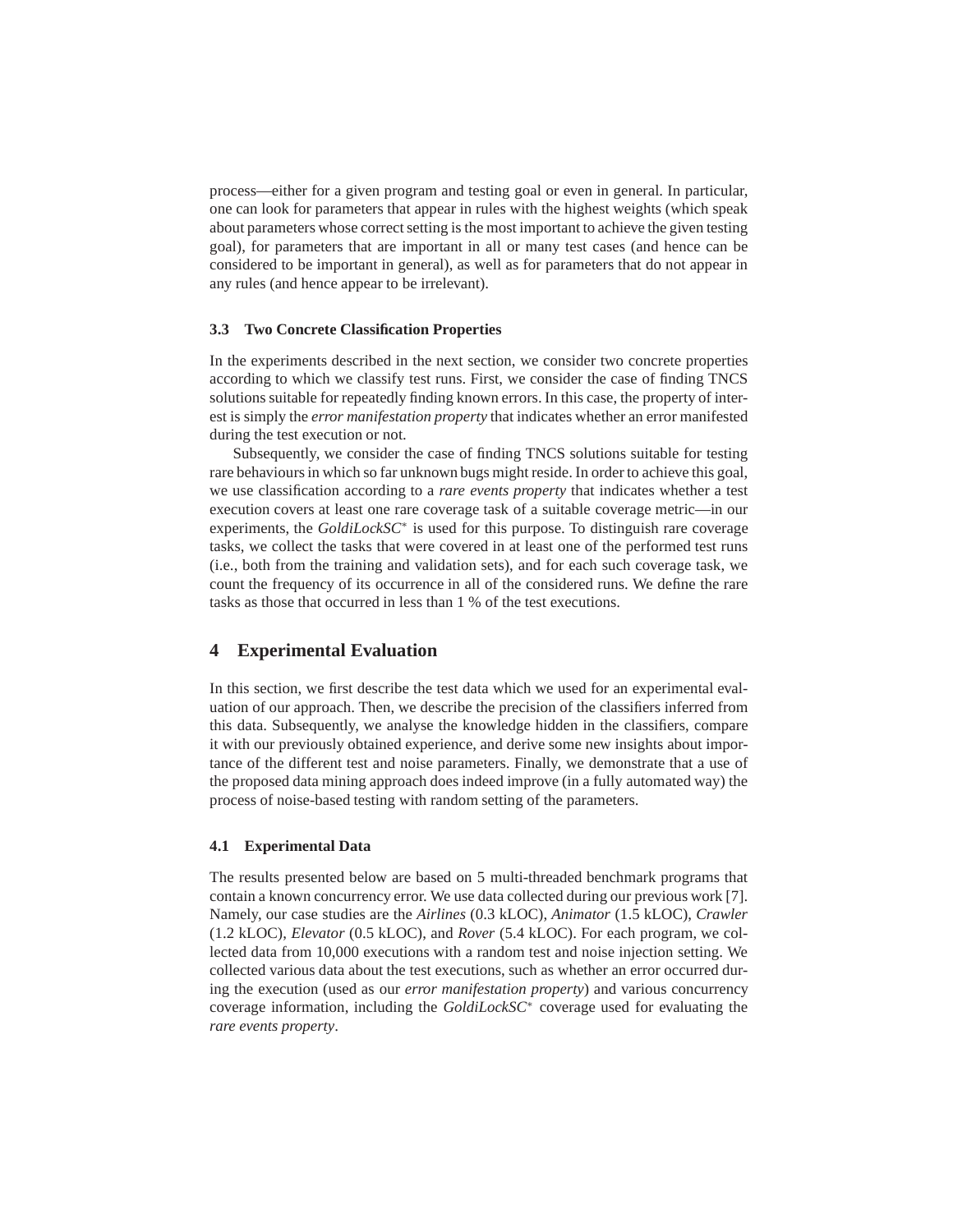process—either for a given program and testing goal or even in general. In particular, one can look for parameters that appear in rules with the highest weights (which speak about parameters whose correct setting is the most important to achieve the given testing goal), for parameters that are important in all or many test cases (and hence can be considered to be important in general), as well as for parameters that do not appear in any rules (and hence appear to be irrelevant).

### 3.3 Two Concrete Classification Properties

In the experiments described in the next section, we consider two concrete properties according to which we classify test runs. First, we consider the case of finding TNCS solutions suitable for repeatedly finding known errors. In this case, the property of interest is simply the *error manifestation property* that indicates whether an error manifested during the test execution or not.

Subsequently, we consider the case of finding TNCS solutions suitable for testing rare behaviours in which so far unknown bugs might reside. In order to achieve this goal, we use classification according to a *rare events property* that indicates whether a test execution covers at least one rare coverage task of a suitable coverage metric—in our experiments, the *GoldiLockSC*$^{*}$ is used for this purpose. To distinguish rare coverage tasks, we collect the tasks that were covered in at least one of the performed test runs (i.e., both from the training and validation sets), and for each such coverage task, we count the frequency of its occurrence in all of the considered runs. We define the rare tasks as those that occurred in less than 1 % of the test executions.

## 4 Experimental Evaluation

In this section, we first describe the test data which we used for an experimental evaluation of our approach. Then, we describe the precision of the classifiers inferred from this data. Subsequently, we analyse the knowledge hidden in the classifiers, compare it with our previously obtained experience, and derive some new insights about importance of the different test and noise parameters. Finally, we demonstrate that a use of the proposed data mining approach does indeed improve (in a fully automated way) the process of noise-based testing with random setting of the parameters.

### 4.1 Experimental Data

The results presented below are based on 5 multi-threaded benchmark programs that contain a known concurrency error. We use data collected during our previous work [7]. Namely, our case studies are the *Airlines* (0.3 kLOC), *Animator* (1.5 kLOC), *Crawler* (1.2 kLOC), *Elevator* (0.5 kLOC), and *Rover* (5.4 kLOC). For each program, we collected data from 10,000 executions with a random test and noise injection setting. We collected various data about the test executions, such as whether an error occurred during the execution (used as our *error manifestation property*) and various concurrency coverage information, including the *GoldiLockSC*$^{*}$ coverage used for evaluating the *rare events property*.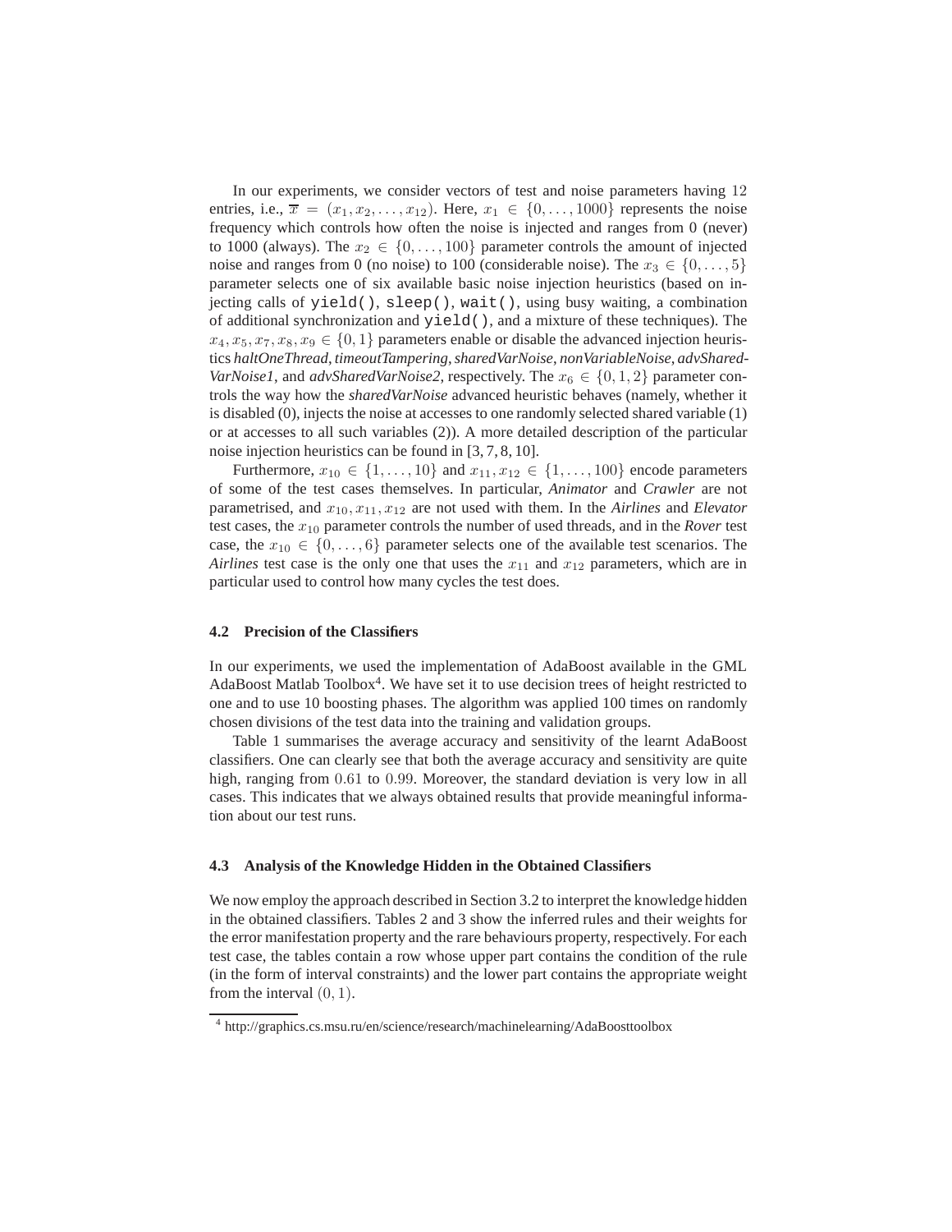In our experiments, we consider vectors of test and noise parameters having 12 entries, i.e., $\overline{x} = (x_1, x_2, \ldots, x_{12})$. Here, $x_1 \in \{0, \ldots, 1000\}$ represents the noise frequency which controls how often the noise is injected and ranges from 0 (never) to 1000 (always). The $x_2 \in \{0, \ldots, 100\}$ parameter controls the amount of injected noise and ranges from 0 (no noise) to 100 (considerable noise). The $x_3 \in \{0, \ldots, 5\}$ parameter selects one of six available basic noise injection heuristics (based on injecting calls of `yield()`, `sleep()`, `wait()`, using busy waiting, a combination of additional synchronization and `yield()`, and a mixture of these techniques). The $x_4, x_5, x_7, x_8, x_9 \in \{0, 1\}$ parameters enable or disable the advanced injection heuristics *haltOneThread*, *timeoutTampering*, *sharedVarNoise*, *nonVariableNoise*, *advSharedVarNoise1*, and *advSharedVarNoise2*, respectively. The $x_6 \in \{0, 1, 2\}$ parameter controls the way how the *sharedVarNoise* advanced heuristic behaves (namely, whether it is disabled (0), injects the noise at accesses to one randomly selected shared variable (1) or at accesses to all such variables (2)). A more detailed description of the particular noise injection heuristics can be found in [3, 7, 8, 10].

Furthermore, $x_{10} \in \{1, \ldots, 10\}$ and $x_{11}, x_{12} \in \{1, \ldots, 100\}$ encode parameters of some of the test cases themselves. In particular, *Animator* and *Crawler* are not parametrised, and $x_{10}, x_{11}, x_{12}$ are not used with them. In the *Airlines* and *Elevator* test cases, the $x_{10}$ parameter controls the number of used threads, and in the *Rover* test case, the $x_{10} \in \{0, \ldots, 6\}$ parameter selects one of the available test scenarios. The *Airlines* test case is the only one that uses the $x_{11}$ and $x_{12}$ parameters, which are in particular used to control how many cycles the test does.

### 4.2 Precision of the Classifiers

In our experiments, we used the implementation of AdaBoost available in the GML AdaBoost Matlab Toolbox[4]. We have set it to use decision trees of height restricted to one and to use 10 boosting phases. The algorithm was applied 100 times on randomly chosen divisions of the test data into the training and validation groups.

Table 1 summarises the average accuracy and sensitivity of the learnt AdaBoost classifiers. One can clearly see that both the average accuracy and sensitivity are quite high, ranging from 0.61 to 0.99. Moreover, the standard deviation is very low in all cases. This indicates that we always obtained results that provide meaningful information about our test runs.

### 4.3 Analysis of the Knowledge Hidden in the Obtained Classifiers

We now employ the approach described in Section 3.2 to interpret the knowledge hidden in the obtained classifiers. Tables 2 and 3 show the inferred rules and their weights for the error manifestation property and the rare behaviours property, respectively. For each test case, the tables contain a row whose upper part contains the condition of the rule (in the form of interval constraints) and the lower part contains the appropriate weight from the interval $(0, 1)$.

[4] http://graphics.cs.msu.ru/en/science/research/machinelearning/AdaBoosttoolbox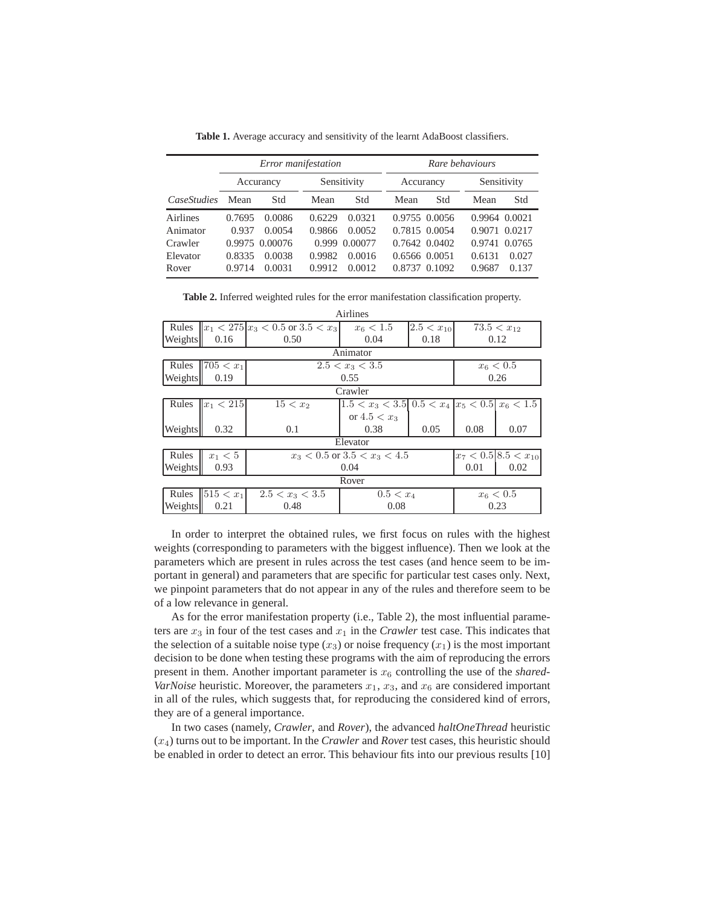**Table 1.** Average accuracy and sensitivity of the learnt AdaBoost classifiers.

| | *Error manifestation* | | | | *Rare behaviours* | | | |
|---|---|---|---|---|---|---|---|---|
| | Accurancy | | Sensitivity | | Accurancy | | Sensitivity | |
| *CaseStudies* | Mean | Std | Mean | Std | Mean | Std | Mean | Std |
| Airlines | 0.7695 | 0.0086 | 0.6229 | 0.0321 | 0.9755 | 0.0056 | 0.9964 | 0.0021 |
| Animator | 0.937 | 0.0054 | 0.9866 | 0.0052 | 0.7815 | 0.0054 | 0.9071 | 0.0217 |
| Crawler | 0.9975 | 0.00076 | 0.999 | 0.00077 | 0.7642 | 0.0402 | 0.9741 | 0.0765 |
| Elevator | 0.8335 | 0.0038 | 0.9982 | 0.0016 | 0.6566 | 0.0051 | 0.6131 | 0.027 |
| Rover | 0.9714 | 0.0031 | 0.9912 | 0.0012 | 0.8737 | 0.1092 | 0.9687 | 0.137 |

**Table 2.** Inferred weighted rules for the error manifestation classification property.

| Airlines | | | | | |
|---|---|---|---|---|---|
| Rules | $x_1 < 275$ | $x_3 < 0.5$ or $3.5 < x_3$ | $x_6 < 1.5$ | $2.5 < x_{10}$ | $73.5 < x_{12}$ |
| Weights | 0.16 | 0.50 | 0.04 | 0.18 | 0.12 |

| Animator | | |
|---|---|---|
| Rules | $705 < x_1$ | $2.5 < x_3 < 3.5$ | $x_6 < 0.5$ |
| Weights | 0.19 | 0.55 | 0.26 |

| Crawler | | | | | | |
|---|---|---|---|---|---|---|
| Rules | $x_1 < 215$ | $15 < x_2$ | $1.5 < x_3 < 3.5$ or $4.5 < x_3$ | $0.5 < x_4$ | $x_5 < 0.5$ | $x_6 < 1.5$ |
| Weights | 0.32 | 0.1 | 0.38 | 0.05 | 0.08 | 0.07 |

| Elevator | | | | |
|---|---|---|---|---|
| Rules | $x_1 < 5$ | $x_3 < 0.5$ or $3.5 < x_3 < 4.5$ | $x_7 < 0.5$ | $8.5 < x_{10}$ |
| Weights | 0.93 | 0.04 | 0.01 | 0.02 |

| Rover | | | | |
|---|---|---|---|---|
| Rules | $515 < x_1$ | $2.5 < x_3 < 3.5$ | $0.5 < x_4$ | $x_6 < 0.5$ |
| Weights | 0.21 | 0.48 | 0.08 | 0.23 |

In order to interpret the obtained rules, we first focus on rules with the highest weights (corresponding to parameters with the biggest influence). Then we look at the parameters which are present in rules across the test cases (and hence seem to be important in general) and parameters that are specific for particular test cases only. Next, we pinpoint parameters that do not appear in any of the rules and therefore seem to be of a low relevance in general.

As for the error manifestation property (i.e., Table 2), the most influential parameters are $x_3$ in four of the test cases and $x_1$ in the *Crawler* test case. This indicates that the selection of a suitable noise type ($x_3$) or noise frequency ($x_1$) is the most important decision to be done when testing these programs with the aim of reproducing the errors present in them. Another important parameter is $x_6$ controlling the use of the *sharedVarNoise* heuristic. Moreover, the parameters $x_1$, $x_3$, and $x_6$ are considered important in all of the rules, which suggests that, for reproducing the considered kind of errors, they are of a general importance.

In two cases (namely, *Crawler*, and *Rover*), the advanced *haltOneThread* heuristic ($x_4$) turns out to be important. In the *Crawler* and *Rover* test cases, this heuristic should be enabled in order to detect an error. This behaviour fits into our previous results [10]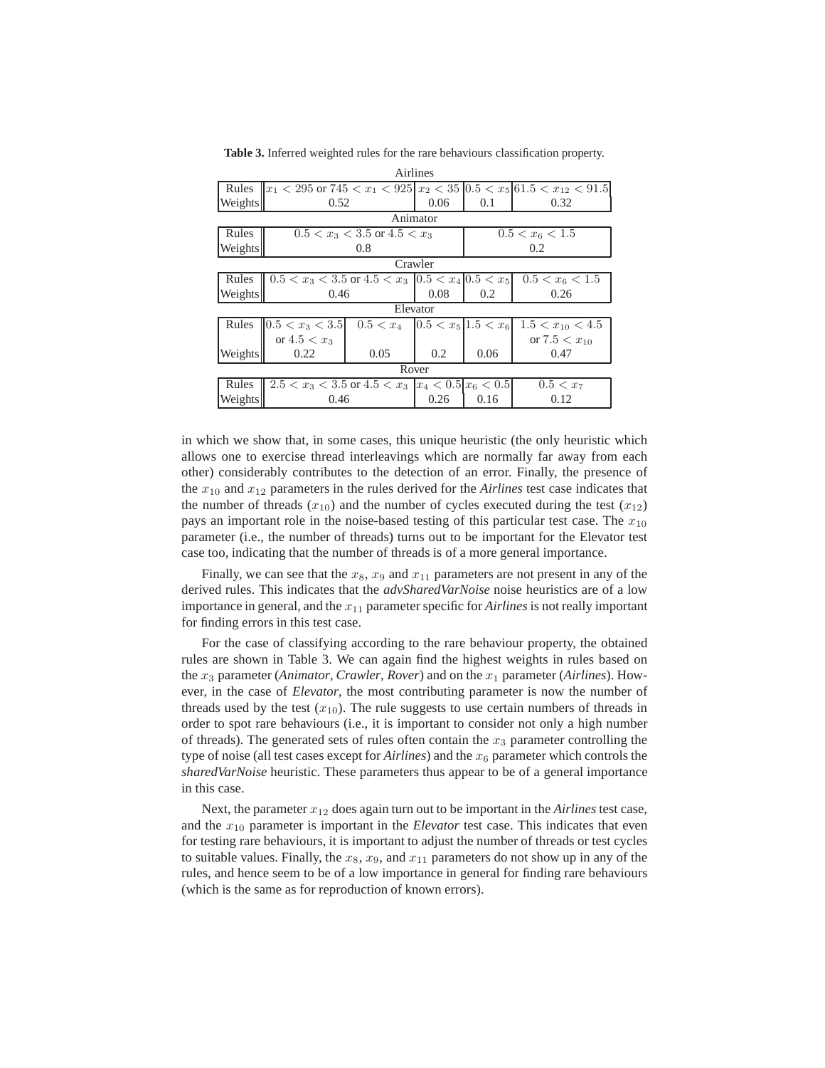**Table 3.** Inferred weighted rules for the rare behaviours classification property.

| Airlines | | | | |
|---|---|---|---|---|
| Rules | $x_1 < 295$ or $745 < x_1 < 925$ | $x_2 < 35$ | $0.5 < x_5$ | $61.5 < x_{12} < 91.5$ |
| Weights | 0.52 | 0.06 | 0.1 | 0.32 |

| Animator | | |
|---|---|---|
| Rules | $0.5 < x_3 < 3.5$ or $4.5 < x_3$ | $0.5 < x_6 < 1.5$ |
| Weights | 0.8 | 0.2 |

| Crawler | | | | |
|---|---|---|---|---|
| Rules | $0.5 < x_3 < 3.5$ or $4.5 < x_3$ | $0.5 < x_4$ | $0.5 < x_5$ | $0.5 < x_6 < 1.5$ |
| Weights | 0.46 | 0.08 | 0.2 | 0.26 |

| Elevator | | | | | |
|---|---|---|---|---|---|
| Rules | $0.5 < x_3 < 3.5$ or $4.5 < x_3$ | $0.5 < x_4$ | $0.5 < x_5$ | $1.5 < x_6$ | $1.5 < x_{10} < 4.5$ or $7.5 < x_{10}$ |
| Weights | 0.22 | 0.05 | 0.2 | 0.06 | 0.47 |

| Rover | | | | |
|---|---|---|---|---|
| Rules | $2.5 < x_3 < 3.5$ or $4.5 < x_3$ | $x_4 < 0.5$ | $x_6 < 0.5$ | $0.5 < x_7$ |
| Weights | 0.46 | 0.26 | 0.16 | 0.12 |

in which we show that, in some cases, this unique heuristic (the only heuristic which allows one to exercise thread interleavings which are normally far away from each other) considerably contributes to the detection of an error. Finally, the presence of the $x_{10}$ and $x_{12}$ parameters in the rules derived for the *Airlines* test case indicates that the number of threads ($x_{10}$) and the number of cycles executed during the test ($x_{12}$) pays an important role in the noise-based testing of this particular test case. The $x_{10}$ parameter (i.e., the number of threads) turns out to be important for the Elevator test case too, indicating that the number of threads is of a more general importance.

Finally, we can see that the $x_8$, $x_9$ and $x_{11}$ parameters are not present in any of the derived rules. This indicates that the *advSharedVarNoise* noise heuristics are of a low importance in general, and the $x_{11}$ parameter specific for *Airlines* is not really important for finding errors in this test case.

For the case of classifying according to the rare behaviour property, the obtained rules are shown in Table 3. We can again find the highest weights in rules based on the $x_3$ parameter (*Animator*, *Crawler*, *Rover*) and on the $x_1$ parameter (*Airlines*). However, in the case of *Elevator*, the most contributing parameter is now the number of threads used by the test ($x_{10}$). The rule suggests to use certain numbers of threads in order to spot rare behaviours (i.e., it is important to consider not only a high number of threads). The generated sets of rules often contain the $x_3$ parameter controlling the type of noise (all test cases except for *Airlines*) and the $x_6$ parameter which controls the *sharedVarNoise* heuristic. These parameters thus appear to be of a general importance in this case.

Next, the parameter $x_{12}$ does again turn out to be important in the *Airlines* test case, and the $x_{10}$ parameter is important in the *Elevator* test case. This indicates that even for testing rare behaviours, it is important to adjust the number of threads or test cycles to suitable values. Finally, the $x_8$, $x_9$, and $x_{11}$ parameters do not show up in any of the rules, and hence seem to be of a low importance in general for finding rare behaviours (which is the same as for reproduction of known errors).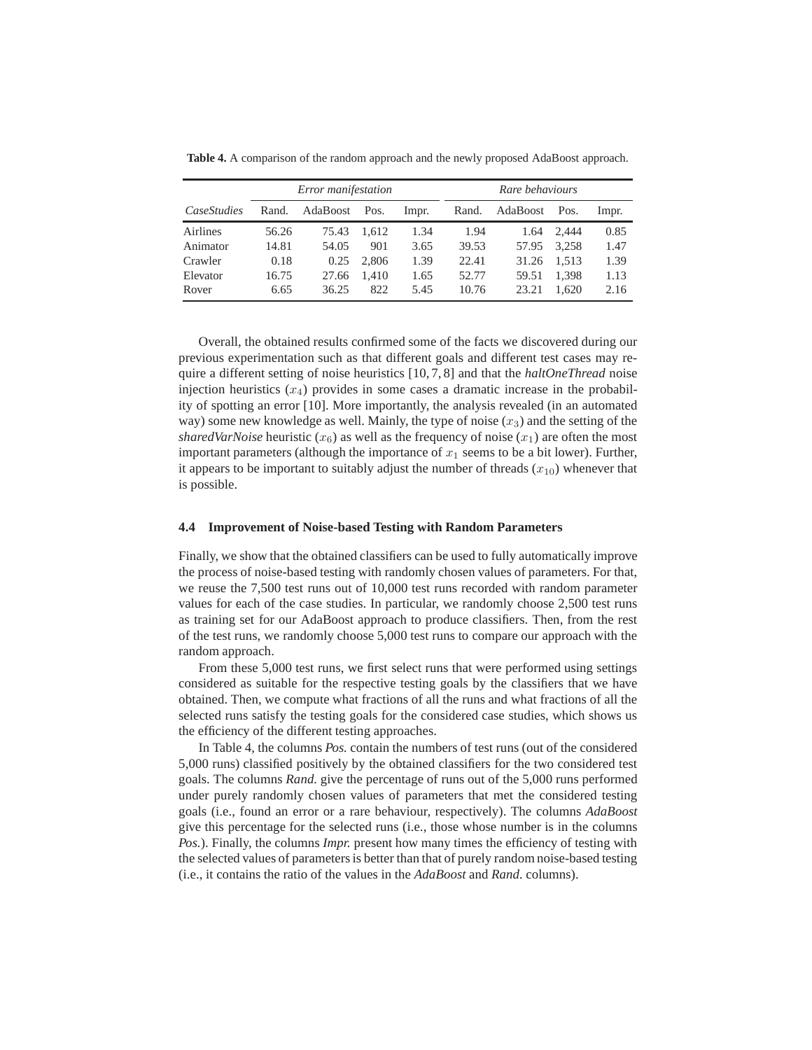**Table 4.** A comparison of the random approach and the newly proposed AdaBoost approach.

| | *Error manifestation* | | | | *Rare behaviours* | | | |
|---|---|---|---|---|---|---|---|---|
| *CaseStudies* | Rand. | AdaBoost | Pos. | Impr. | Rand. | AdaBoost | Pos. | Impr. |
| Airlines | 56.26 | 75.43 | 1,612 | 1.34 | 1.94 | 1.64 | 2,444 | 0.85 |
| Animator | 14.81 | 54.05 | 901 | 3.65 | 39.53 | 57.95 | 3,258 | 1.47 |
| Crawler | 0.18 | 0.25 | 2,806 | 1.39 | 22.41 | 31.26 | 1,513 | 1.39 |
| Elevator | 16.75 | 27.66 | 1,410 | 1.65 | 52.77 | 59.51 | 1,398 | 1.13 |
| Rover | 6.65 | 36.25 | 822 | 5.45 | 10.76 | 23.21 | 1,620 | 2.16 |

Overall, the obtained results confirmed some of the facts we discovered during our previous experimentation such as that different goals and different test cases may require a different setting of noise heuristics [10, 7, 8] and that the *haltOneThread* noise injection heuristics ($x_4$) provides in some cases a dramatic increase in the probability of spotting an error [10]. More importantly, the analysis revealed (in an automated way) some new knowledge as well. Mainly, the type of noise ($x_3$) and the setting of the *sharedVarNoise* heuristic ($x_6$) as well as the frequency of noise ($x_1$) are often the most important parameters (although the importance of $x_1$ seems to be a bit lower). Further, it appears to be important to suitably adjust the number of threads ($x_{10}$) whenever that is possible.

### 4.4 Improvement of Noise-based Testing with Random Parameters

Finally, we show that the obtained classifiers can be used to fully automatically improve the process of noise-based testing with randomly chosen values of parameters. For that, we reuse the 7,500 test runs out of 10,000 test runs recorded with random parameter values for each of the case studies. In particular, we randomly choose 2,500 test runs as training set for our AdaBoost approach to produce classifiers. Then, from the rest of the test runs, we randomly choose 5,000 test runs to compare our approach with the random approach.

From these 5,000 test runs, we first select runs that were performed using settings considered as suitable for the respective testing goals by the classifiers that we have obtained. Then, we compute what fractions of all the runs and what fractions of all the selected runs satisfy the testing goals for the considered case studies, which shows us the efficiency of the different testing approaches.

In Table 4, the columns *Pos.* contain the numbers of test runs (out of the considered 5,000 runs) classified positively by the obtained classifiers for the two considered test goals. The columns *Rand.* give the percentage of runs out of the 5,000 runs performed under purely randomly chosen values of parameters that met the considered testing goals (i.e., found an error or a rare behaviour, respectively). The columns *AdaBoost* give this percentage for the selected runs (i.e., those whose number is in the columns *Pos.*). Finally, the columns *Impr.* present how many times the efficiency of testing with the selected values of parameters is better than that of purely random noise-based testing (i.e., it contains the ratio of the values in the *AdaBoost* and *Rand.* columns).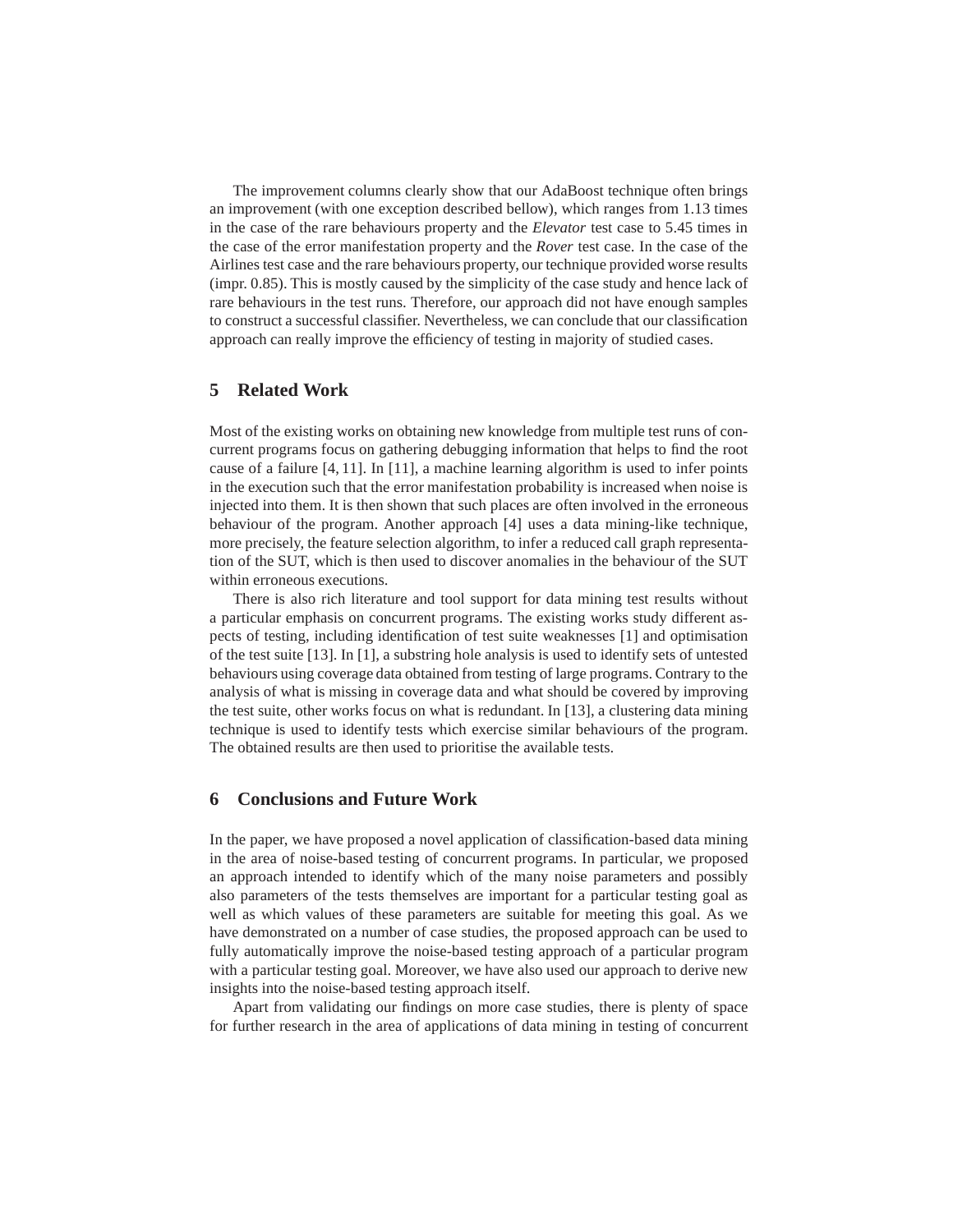The improvement columns clearly show that our AdaBoost technique often brings an improvement (with one exception described bellow), which ranges from 1.13 times in the case of the rare behaviours property and the *Elevator* test case to 5.45 times in the case of the error manifestation property and the *Rover* test case. In the case of the Airlines test case and the rare behaviours property, our technique provided worse results (impr. 0.85). This is mostly caused by the simplicity of the case study and hence lack of rare behaviours in the test runs. Therefore, our approach did not have enough samples to construct a successful classifier. Nevertheless, we can conclude that our classification approach can really improve the efficiency of testing in majority of studied cases.

## 5 Related Work

Most of the existing works on obtaining new knowledge from multiple test runs of concurrent programs focus on gathering debugging information that helps to find the root cause of a failure [4, 11]. In [11], a machine learning algorithm is used to infer points in the execution such that the error manifestation probability is increased when noise is injected into them. It is then shown that such places are often involved in the erroneous behaviour of the program. Another approach [4] uses a data mining-like technique, more precisely, the feature selection algorithm, to infer a reduced call graph representation of the SUT, which is then used to discover anomalies in the behaviour of the SUT within erroneous executions.

There is also rich literature and tool support for data mining test results without a particular emphasis on concurrent programs. The existing works study different aspects of testing, including identification of test suite weaknesses [1] and optimisation of the test suite [13]. In [1], a substring hole analysis is used to identify sets of untested behaviours using coverage data obtained from testing of large programs. Contrary to the analysis of what is missing in coverage data and what should be covered by improving the test suite, other works focus on what is redundant. In [13], a clustering data mining technique is used to identify tests which exercise similar behaviours of the program. The obtained results are then used to prioritise the available tests.

## 6 Conclusions and Future Work

In the paper, we have proposed a novel application of classification-based data mining in the area of noise-based testing of concurrent programs. In particular, we proposed an approach intended to identify which of the many noise parameters and possibly also parameters of the tests themselves are important for a particular testing goal as well as which values of these parameters are suitable for meeting this goal. As we have demonstrated on a number of case studies, the proposed approach can be used to fully automatically improve the noise-based testing approach of a particular program with a particular testing goal. Moreover, we have also used our approach to derive new insights into the noise-based testing approach itself.

Apart from validating our findings on more case studies, there is plenty of space for further research in the area of applications of data mining in testing of concurrent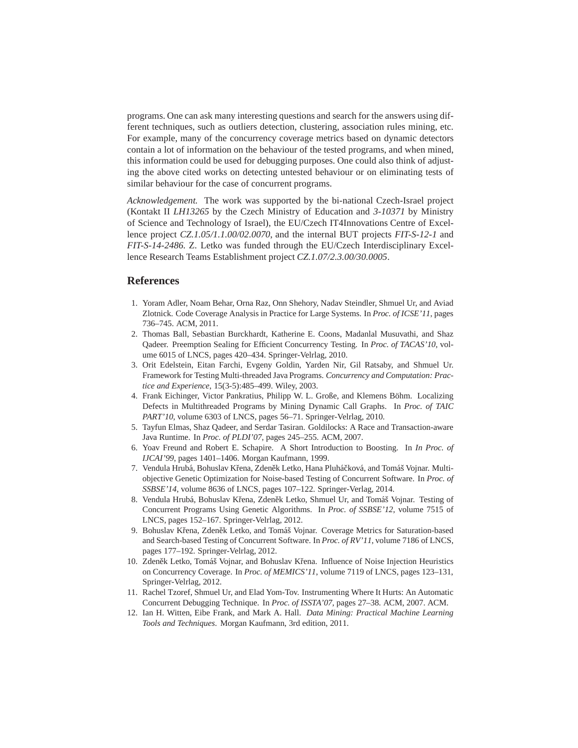programs. One can ask many interesting questions and search for the answers using different techniques, such as outliers detection, clustering, association rules mining, etc. For example, many of the concurrency coverage metrics based on dynamic detectors contain a lot of information on the behaviour of the tested programs, and when mined, this information could be used for debugging purposes. One could also think of adjusting the above cited works on detecting untested behaviour or on eliminating tests of similar behaviour for the case of concurrent programs.

*Acknowledgement.* The work was supported by the bi-national Czech-Israel project (Kontakt II *LH13265* by the Czech Ministry of Education and *3-10371* by Ministry of Science and Technology of Israel), the EU/Czech IT4Innovations Centre of Excellence project *CZ.1.05/1.1.00/02.0070*, and the internal BUT projects *FIT-S-12-1* and *FIT-S-14-2486*. Z. Letko was funded through the EU/Czech Interdisciplinary Excellence Research Teams Establishment project *CZ.1.07/2.3.00/30.0005*.

## References

1. Yoram Adler, Noam Behar, Orna Raz, Onn Shehory, Nadav Steindler, Shmuel Ur, and Aviad Zlotnick. Code Coverage Analysis in Practice for Large Systems. In *Proc. of ICSE'11*, pages 736–745. ACM, 2011.
2. Thomas Ball, Sebastian Burckhardt, Katherine E. Coons, Madanlal Musuvathi, and Shaz Qadeer. Preemption Sealing for Efficient Concurrency Testing. In *Proc. of TACAS'10*, volume 6015 of LNCS, pages 420–434. Springer-Velrlag, 2010.
3. Orit Edelstein, Eitan Farchi, Evgeny Goldin, Yarden Nir, Gil Ratsaby, and Shmuel Ur. Framework for Testing Multi-threaded Java Programs. *Concurrency and Computation: Practice and Experience*, 15(3-5):485–499. Wiley, 2003.
4. Frank Eichinger, Victor Pankratius, Philipp W. L. Große, and Klemens Böhm. Localizing Defects in Multithreaded Programs by Mining Dynamic Call Graphs. In *Proc. of TAIC PART'10*, volume 6303 of LNCS, pages 56–71. Springer-Velrlag, 2010.
5. Tayfun Elmas, Shaz Qadeer, and Serdar Tasiran. Goldilocks: A Race and Transaction-aware Java Runtime. In *Proc. of PLDI'07*, pages 245–255. ACM, 2007.
6. Yoav Freund and Robert E. Schapire. A Short Introduction to Boosting. In *In Proc. of IJCAI'99*, pages 1401–1406. Morgan Kaufmann, 1999.
7. Vendula Hrubá, Bohuslav Křena, Zdeněk Letko, Hana Pluháčková, and Tomáš Vojnar. Multi-objective Genetic Optimization for Noise-based Testing of Concurrent Software. In *Proc. of SSBSE'14*, volume 8636 of LNCS, pages 107–122. Springer-Verlag, 2014.
8. Vendula Hrubá, Bohuslav Křena, Zdeněk Letko, Shmuel Ur, and Tomáš Vojnar. Testing of Concurrent Programs Using Genetic Algorithms. In *Proc. of SSBSE'12*, volume 7515 of LNCS, pages 152–167. Springer-Velrlag, 2012.
9. Bohuslav Křena, Zdeněk Letko, and Tomáš Vojnar. Coverage Metrics for Saturation-based and Search-based Testing of Concurrent Software. In *Proc. of RV'11*, volume 7186 of LNCS, pages 177–192. Springer-Velrlag, 2012.
10. Zdeněk Letko, Tomáš Vojnar, and Bohuslav Křena. Influence of Noise Injection Heuristics on Concurrency Coverage. In *Proc. of MEMICS'11*, volume 7119 of LNCS, pages 123–131, Springer-Velrlag, 2012.
11. Rachel Tzoref, Shmuel Ur, and Elad Yom-Tov. Instrumenting Where It Hurts: An Automatic Concurrent Debugging Technique. In *Proc. of ISSTA'07*, pages 27–38. ACM, 2007. ACM.
12. Ian H. Witten, Eibe Frank, and Mark A. Hall. *Data Mining: Practical Machine Learning Tools and Techniques*. Morgan Kaufmann, 3rd edition, 2011.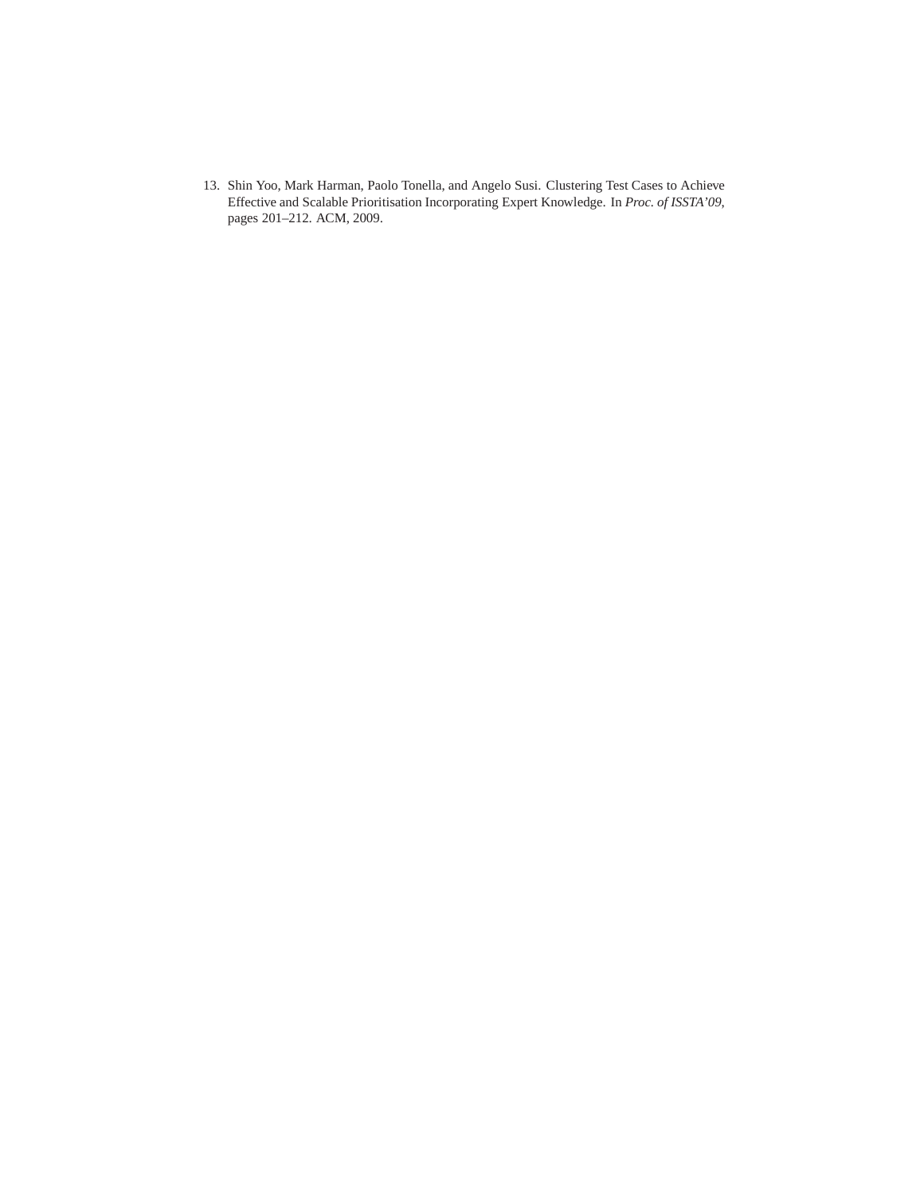13. Shin Yoo, Mark Harman, Paolo Tonella, and Angelo Susi. Clustering Test Cases to Achieve Effective and Scalable Prioritisation Incorporating Expert Knowledge. In *Proc. of ISSTA'09*, pages 201–212. ACM, 2009.